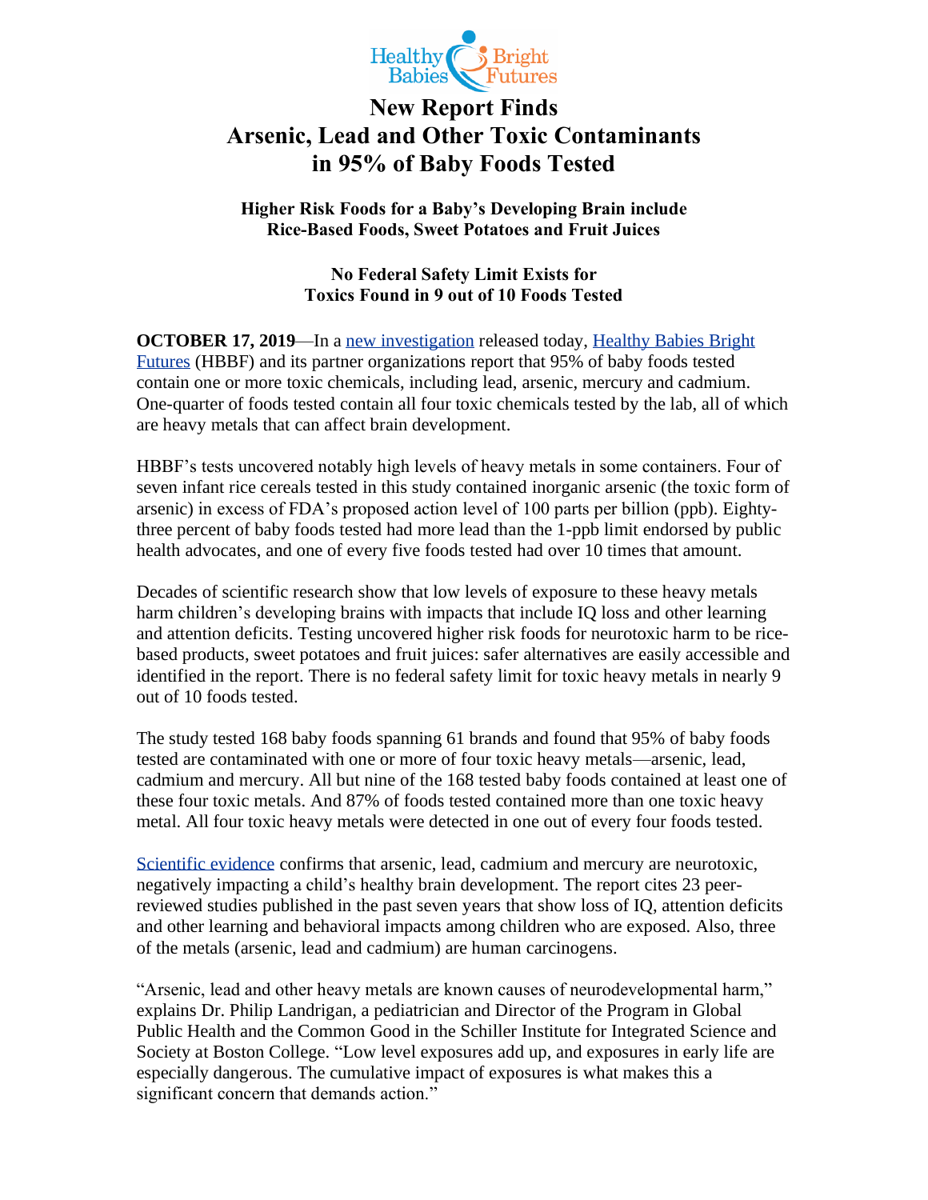# New Report Finds Arsenic, Lead and Other Toxic Contaminants in 95% of Baby Foods Tested

### Higher Risk Foods for a Baby's Developing Brain include Rice-Based Foods, Sweet Potatoes and Fruit Juices

### No Federal Safety Limit Exists for Toxics Found in 9 out of 10 Foods Tested

**OCTOBER 17, 2019**—In a new investigation released today, Healthy Babies Bright Futures (HBBF) and its partner organizations report that 95% of baby foods tested contain one or more toxic chemicals, including lead, arsenic, mercury and cadmium. One-quarter of foods tested contain all four toxic chemicals tested by the lab, all of which are heavy metals that can affect brain development.

HBBF's tests uncovered notably high levels of heavy metals in some containers. Four of seven infant rice cereals tested in this study contained inorganic arsenic (the toxic form of arsenic) in excess of FDA's proposed action level of 100 parts per billion (ppb). Eighty-three percent of baby foods tested had more lead than the 1-ppb limit endorsed by public health advocates, and one of every five foods tested had over 10 times that amount.

Decades of scientific research show that low levels of exposure to these heavy metals harm children's developing brains with impacts that include IQ loss and other learning and attention deficits. Testing uncovered higher risk foods for neurotoxic harm to be rice-based products, sweet potatoes and fruit juices: safer alternatives are easily accessible and identified in the report. There is no federal safety limit for toxic heavy metals in nearly 9 out of 10 foods tested.

The study tested 168 baby foods spanning 61 brands and found that 95% of baby foods tested are contaminated with one or more of four toxic heavy metals—arsenic, lead, cadmium and mercury. All but nine of the 168 tested baby foods contained at least one of these four toxic metals. And 87% of foods tested contained more than one toxic heavy metal. All four toxic heavy metals were detected in one out of every four foods tested.

Scientific evidence confirms that arsenic, lead, cadmium and mercury are neurotoxic, negatively impacting a child's healthy brain development. The report cites 23 peer-reviewed studies published in the past seven years that show loss of IQ, attention deficits and other learning and behavioral impacts among children who are exposed. Also, three of the metals (arsenic, lead and cadmium) are human carcinogens.

"Arsenic, lead and other heavy metals are known causes of neurodevelopmental harm," explains Dr. Philip Landrigan, a pediatrician and Director of the Program in Global Public Health and the Common Good in the Schiller Institute for Integrated Science and Society at Boston College. "Low level exposures add up, and exposures in early life are especially dangerous. The cumulative impact of exposures is what makes this a significant concern that demands action."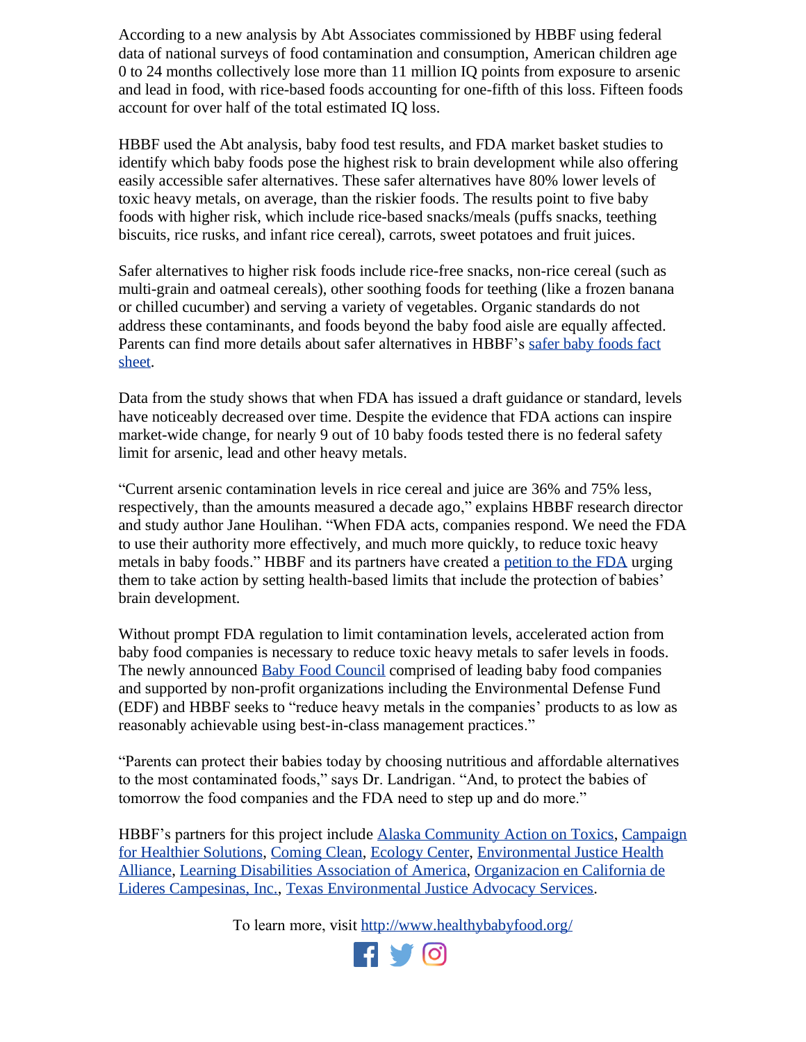According to a new analysis by Abt Associates commissioned by HBBF using federal data of national surveys of food contamination and consumption, American children age 0 to 24 months collectively lose more than 11 million IQ points from exposure to arsenic and lead in food, with rice-based foods accounting for one-fifth of this loss. Fifteen foods account for over half of the total estimated IQ loss.

HBBF used the Abt analysis, baby food test results, and FDA market basket studies to identify which baby foods pose the highest risk to brain development while also offering easily accessible safer alternatives. These safer alternatives have 80% lower levels of toxic heavy metals, on average, than the riskier foods. The results point to five baby foods with higher risk, which include rice-based snacks/meals (puffs snacks, teething biscuits, rice rusks, and infant rice cereal), carrots, sweet potatoes and fruit juices.

Safer alternatives to higher risk foods include rice-free snacks, non-rice cereal (such as multi-grain and oatmeal cereals), other soothing foods for teething (like a frozen banana or chilled cucumber) and serving a variety of vegetables. Organic standards do not address these contaminants, and foods beyond the baby food aisle are equally affected. Parents can find more details about safer alternatives in HBBF's [safer baby foods fact sheet](#).

Data from the study shows that when FDA has issued a draft guidance or standard, levels have noticeably decreased over time. Despite the evidence that FDA actions can inspire market-wide change, for nearly 9 out of 10 baby foods tested there is no federal safety limit for arsenic, lead and other heavy metals.

"Current arsenic contamination levels in rice cereal and juice are 36% and 75% less, respectively, than the amounts measured a decade ago," explains HBBF research director and study author Jane Houlihan. "When FDA acts, companies respond. We need the FDA to use their authority more effectively, and much more quickly, to reduce toxic heavy metals in baby foods." HBBF and its partners have created a [petition to the FDA](#) urging them to take action by setting health-based limits that include the protection of babies' brain development.

Without prompt FDA regulation to limit contamination levels, accelerated action from baby food companies is necessary to reduce toxic heavy metals to safer levels in foods. The newly announced [Baby Food Council](#) comprised of leading baby food companies and supported by non-profit organizations including the Environmental Defense Fund (EDF) and HBBF seeks to "reduce heavy metals in the companies' products to as low as reasonably achievable using best-in-class management practices."

"Parents can protect their babies today by choosing nutritious and affordable alternatives to the most contaminated foods," says Dr. Landrigan. "And, to protect the babies of tomorrow the food companies and the FDA need to step up and do more."

HBBF's partners for this project include [Alaska Community Action on Toxics](#), [Campaign for Healthier Solutions](#), [Coming Clean](#), [Ecology Center](#), [Environmental Justice Health Alliance](#), [Learning Disabilities Association of America](#), [Organizacion en California de Lideres Campesinas, Inc.](#), [Texas Environmental Justice Advocacy Services](#).

To learn more, visit [http://www.healthybabyfood.org/](http://www.healthybabyfood.org/)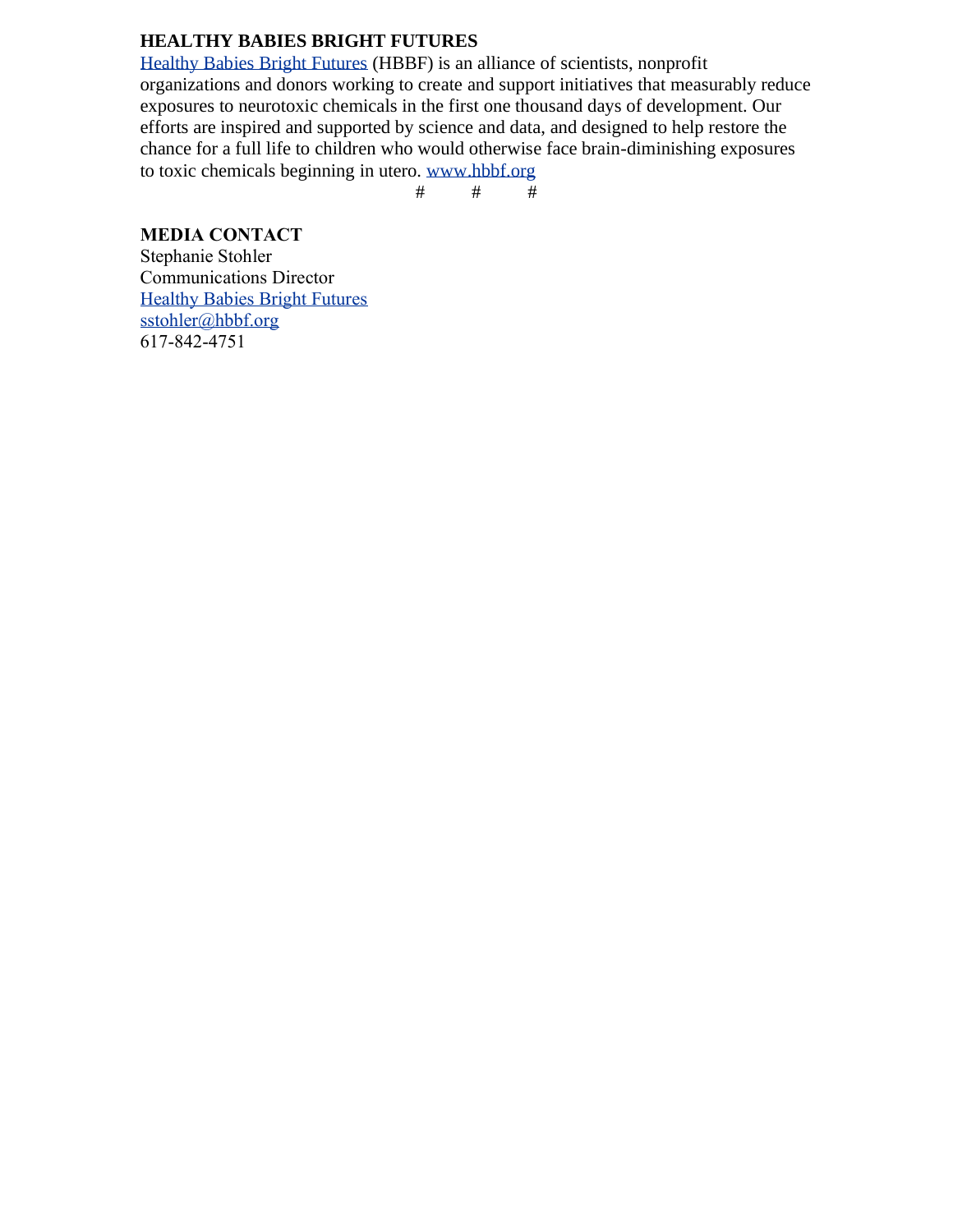**HEALTHY BABIES BRIGHT FUTURES**

Healthy Babies Bright Futures (HBBF) is an alliance of scientists, nonprofit organizations and donors working to create and support initiatives that measurably reduce exposures to neurotoxic chemicals in the first one thousand days of development. Our efforts are inspired and supported by science and data, and designed to help restore the chance for a full life to children who would otherwise face brain-diminishing exposures to toxic chemicals beginning in utero. www.hbbf.org

# # #

**MEDIA CONTACT**

Stephanie Stohler
Communications Director
Healthy Babies Bright Futures
sstohler@hbbf.org
617-842-4751